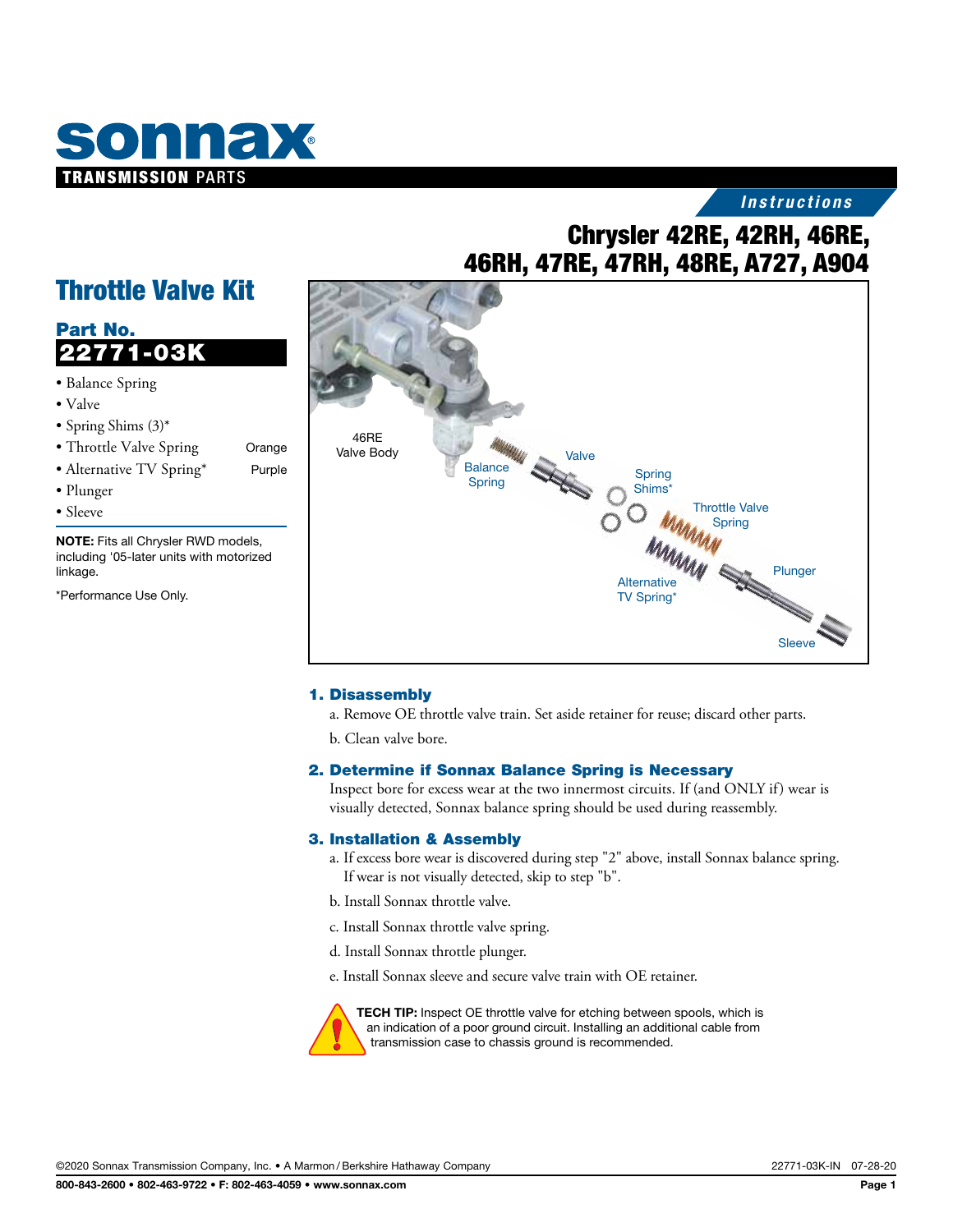# sonnax

TRANSMISSION PARTS

*Instructions*

## Chrysler 42RE, 42RH, 46RE, 46RH, 47RE, 47RH, 48RE, A727, A904

## Throttle Valve Kit

### Part No.

**22771-03K**

- Balance Spring
- Valve
- Spring Shims (3)*
- Throttle Valve Spring — Orange
- Alternative TV Spring* — Purple
- Plunger
- Sleeve

**NOTE:** Fits all Chrysler RWD models, including '05-later units with motorized linkage.

*Performance Use Only.

46RE Valve Body

Balance Spring

Valve

Spring Shims*

Throttle Valve Spring

Alternative TV Spring*

Plunger

Sleeve

### 1. Disassembly

a. Remove OE throttle valve train. Set aside retainer for reuse; discard other parts.

b. Clean valve bore.

### 2. Determine if Sonnax Balance Spring is Necessary

Inspect bore for excess wear at the two innermost circuits. If (and ONLY if) wear is visually detected, Sonnax balance spring should be used during reassembly.

### 3. Installation & Assembly

a. If excess bore wear is discovered during step "2" above, install Sonnax balance spring. If wear is not visually detected, skip to step "b".

b. Install Sonnax throttle valve.

c. Install Sonnax throttle valve spring.

d. Install Sonnax throttle plunger.

e. Install Sonnax sleeve and secure valve train with OE retainer.

**TECH TIP:** Inspect OE throttle valve for etching between spools, which is an indication of a poor ground circuit. Installing an additional cable from transmission case to chassis ground is recommended.

©2020 Sonnax Transmission Company, Inc. • A Marmon / Berkshire Hathaway Company — 22771-03K-IN 07-28-20

800-843-2600 • 802-463-9722 • F: 802-463-4059 • www.sonnax.com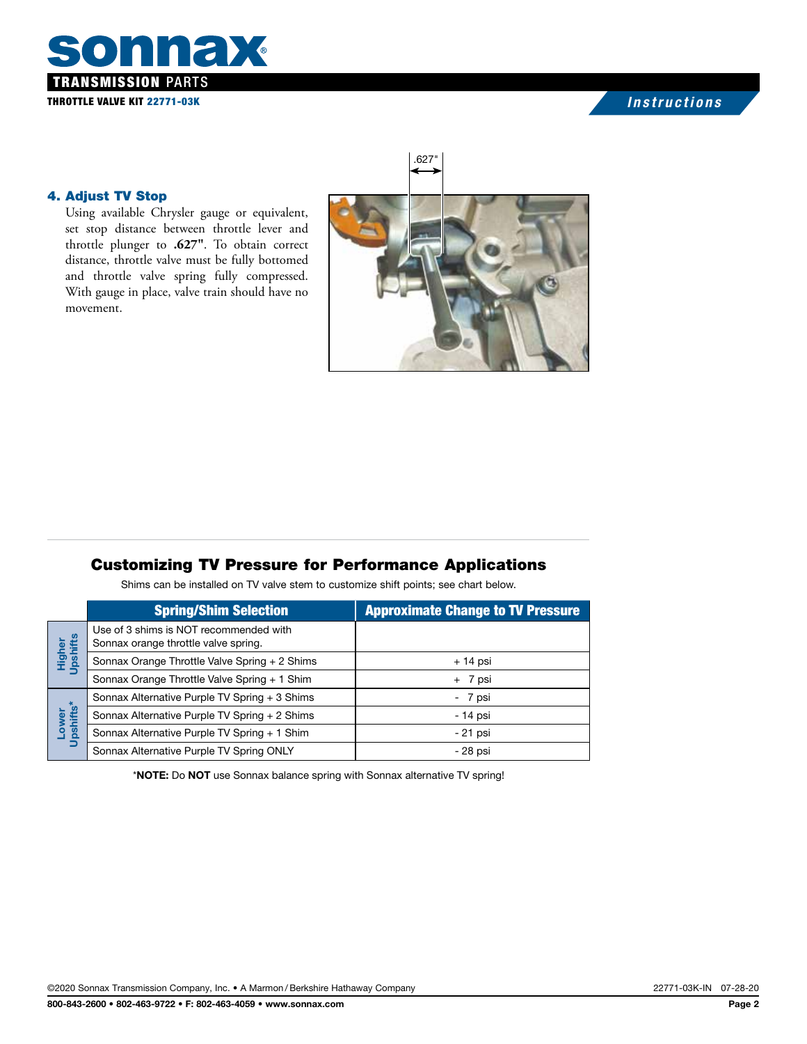## 4. Adjust TV Stop

Using available Chrysler gauge or equivalent, set stop distance between throttle lever and throttle plunger to **.627"**. To obtain correct distance, throttle valve must be fully bottomed and throttle valve spring fully compressed. With gauge in place, valve train should have no movement.

.627"

## Customizing TV Pressure for Performance Applications

Shims can be installed on TV valve stem to customize shift points; see chart below.

| | Spring/Shim Selection | Approximate Change to TV Pressure |
|---|---|---|
| Higher Upshifts | Use of 3 shims is NOT recommended with Sonnax orange throttle valve spring. | |
| | Sonnax Orange Throttle Valve Spring + 2 Shims | + 14 psi |
| | Sonnax Orange Throttle Valve Spring + 1 Shim | + 7 psi |
| Lower Upshifts* | Sonnax Alternative Purple TV Spring + 3 Shims | - 7 psi |
| | Sonnax Alternative Purple TV Spring + 2 Shims | - 14 psi |
| | Sonnax Alternative Purple TV Spring + 1 Shim | - 21 psi |
| | Sonnax Alternative Purple TV Spring ONLY | - 28 psi |

\***NOTE:** Do **NOT** use Sonnax balance spring with Sonnax alternative TV spring!